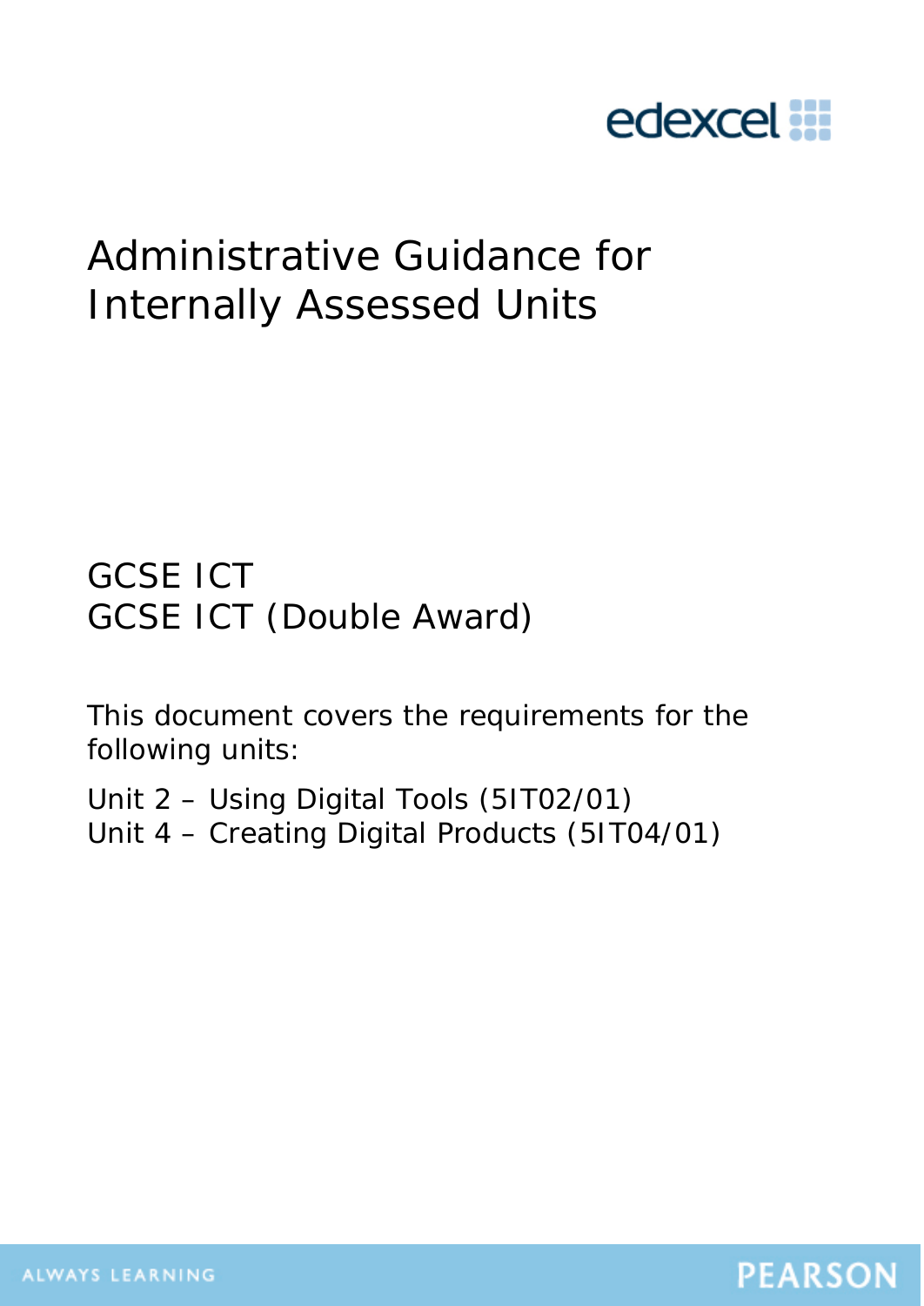# Administrative Guidance for Internally Assessed Units

GCSE ICT
GCSE ICT (Double Award)

This document covers the requirements for the following units:

Unit 2 – Using Digital Tools (5IT02/01)
Unit 4 – Creating Digital Products (5IT04/01)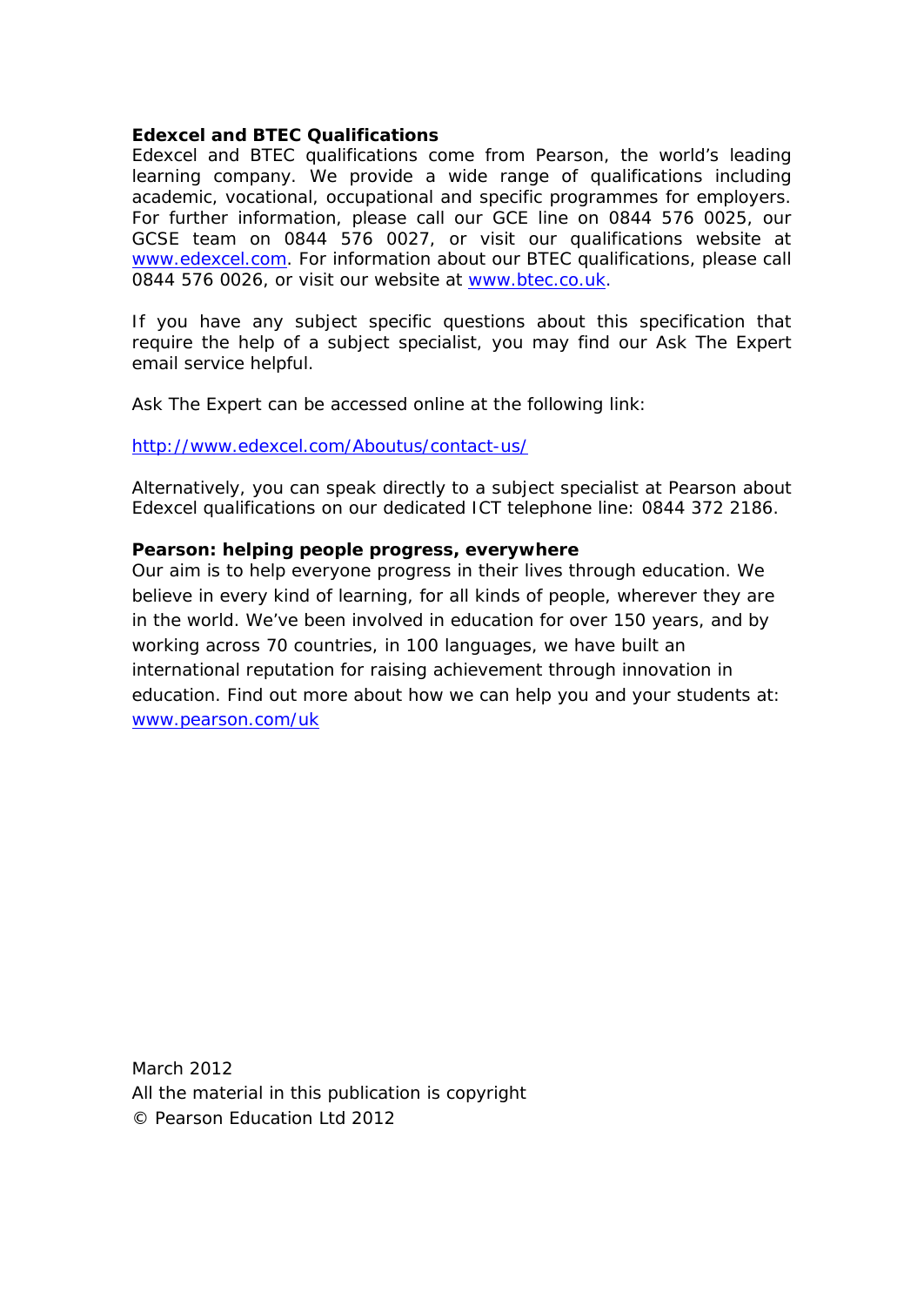**Edexcel and BTEC Qualifications**

Edexcel and BTEC qualifications come from Pearson, the world's leading learning company. We provide a wide range of qualifications including academic, vocational, occupational and specific programmes for employers. For further information, please call our GCE line on 0844 576 0025, our GCSE team on 0844 576 0027, or visit our qualifications website at www.edexcel.com. For information about our BTEC qualifications, please call 0844 576 0026, or visit our website at www.btec.co.uk.

If you have any subject specific questions about this specification that require the help of a subject specialist, you may find our Ask The Expert email service helpful.

Ask The Expert can be accessed online at the following link:

http://www.edexcel.com/Aboutus/contact-us/

Alternatively, you can speak directly to a subject specialist at Pearson about Edexcel qualifications on our dedicated ICT telephone line: 0844 372 2186.

**Pearson: helping people progress, everywhere**

Our aim is to help everyone progress in their lives through education. We believe in every kind of learning, for all kinds of people, wherever they are in the world. We've been involved in education for over 150 years, and by working across 70 countries, in 100 languages, we have built an international reputation for raising achievement through innovation in education. Find out more about how we can help you and your students at: www.pearson.com/uk

March 2012
All the material in this publication is copyright
© Pearson Education Ltd 2012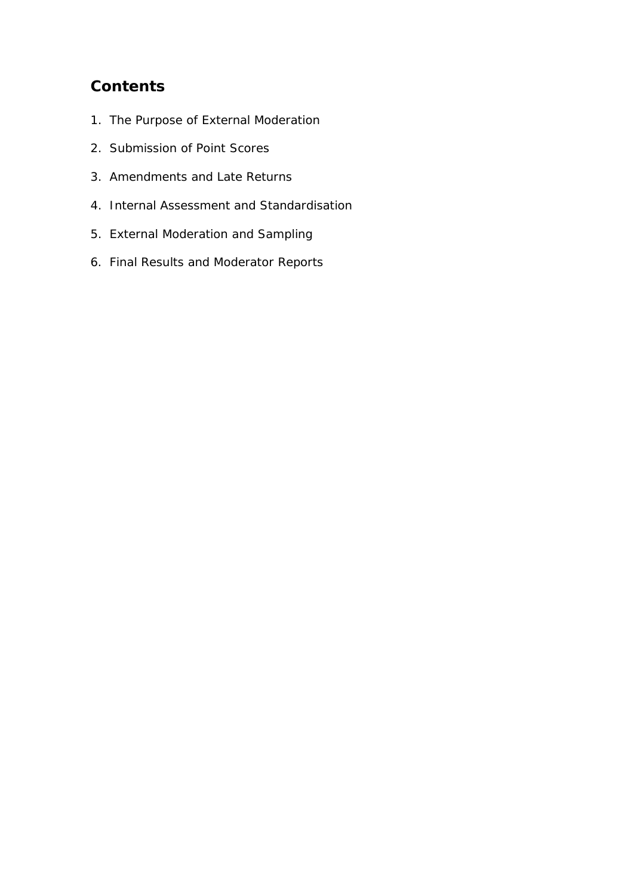## Contents

1. The Purpose of External Moderation
2. Submission of Point Scores
3. Amendments and Late Returns
4. Internal Assessment and Standardisation
5. External Moderation and Sampling
6. Final Results and Moderator Reports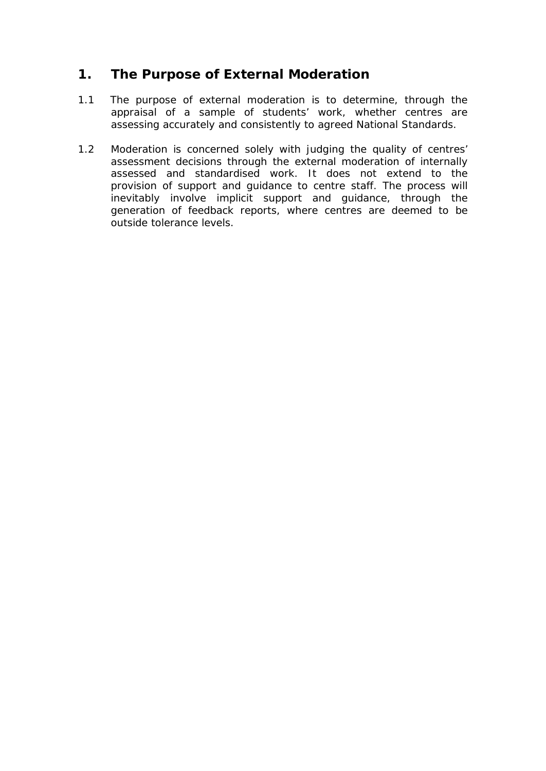# 1. The Purpose of External Moderation

1.1 The purpose of external moderation is to determine, through the appraisal of a sample of students' work, whether centres are assessing accurately and consistently to agreed National Standards.

1.2 Moderation is concerned solely with judging the quality of centres' assessment decisions through the external moderation of internally assessed and standardised work. It does not extend to the provision of support and guidance to centre staff. The process will inevitably involve implicit support and guidance, through the generation of feedback reports, where centres are deemed to be outside tolerance levels.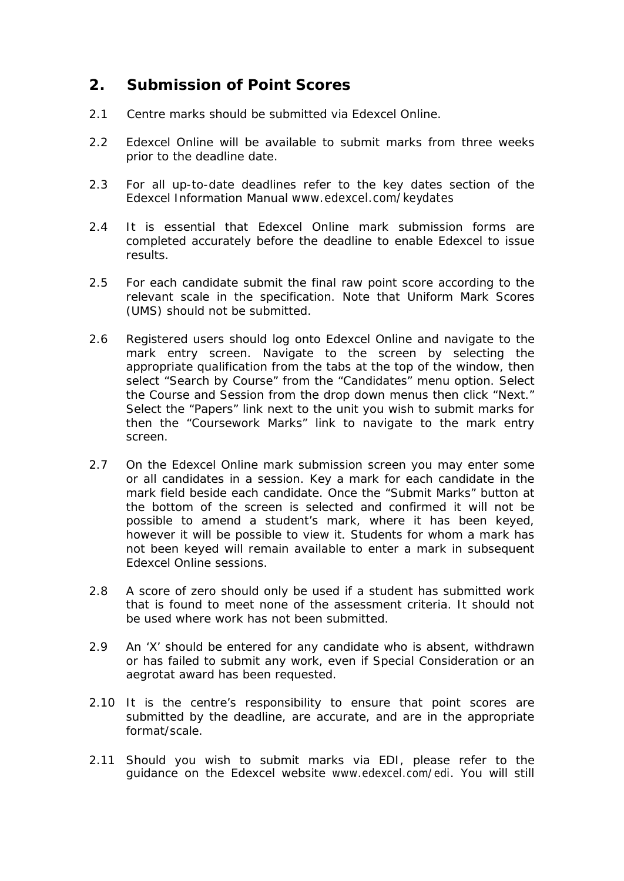## 2. Submission of Point Scores

2.1 Centre marks should be submitted via Edexcel Online.

2.2 Edexcel Online will be available to submit marks from three weeks prior to the deadline date.

2.3 For all up-to-date deadlines refer to the key dates section of the Edexcel Information Manual www.edexcel.com/keydates

2.4 It is essential that Edexcel Online mark submission forms are completed accurately before the deadline to enable Edexcel to issue results.

2.5 For each candidate submit the final raw point score according to the relevant scale in the specification. Note that Uniform Mark Scores (UMS) should not be submitted.

2.6 Registered users should log onto Edexcel Online and navigate to the mark entry screen. Navigate to the screen by selecting the appropriate qualification from the tabs at the top of the window, then select "Search by Course" from the "Candidates" menu option. Select the Course and Session from the drop down menus then click "Next." Select the "Papers" link next to the unit you wish to submit marks for then the "Coursework Marks" link to navigate to the mark entry screen.

2.7 On the Edexcel Online mark submission screen you may enter some or all candidates in a session. Key a mark for each candidate in the mark field beside each candidate. Once the "Submit Marks" button at the bottom of the screen is selected and confirmed it will not be possible to amend a student's mark, where it has been keyed, however it will be possible to view it. Students for whom a mark has not been keyed will remain available to enter a mark in subsequent Edexcel Online sessions.

2.8 A score of zero should only be used if a student has submitted work that is found to meet none of the assessment criteria. It should not be used where work has not been submitted.

2.9 An 'X' should be entered for any candidate who is absent, withdrawn or has failed to submit any work, even if Special Consideration or an aegrotat award has been requested.

2.10 It is the centre's responsibility to ensure that point scores are submitted by the deadline, are accurate, and are in the appropriate format/scale.

2.11 Should you wish to submit marks via EDI, please refer to the guidance on the Edexcel website www.edexcel.com/edi. You will still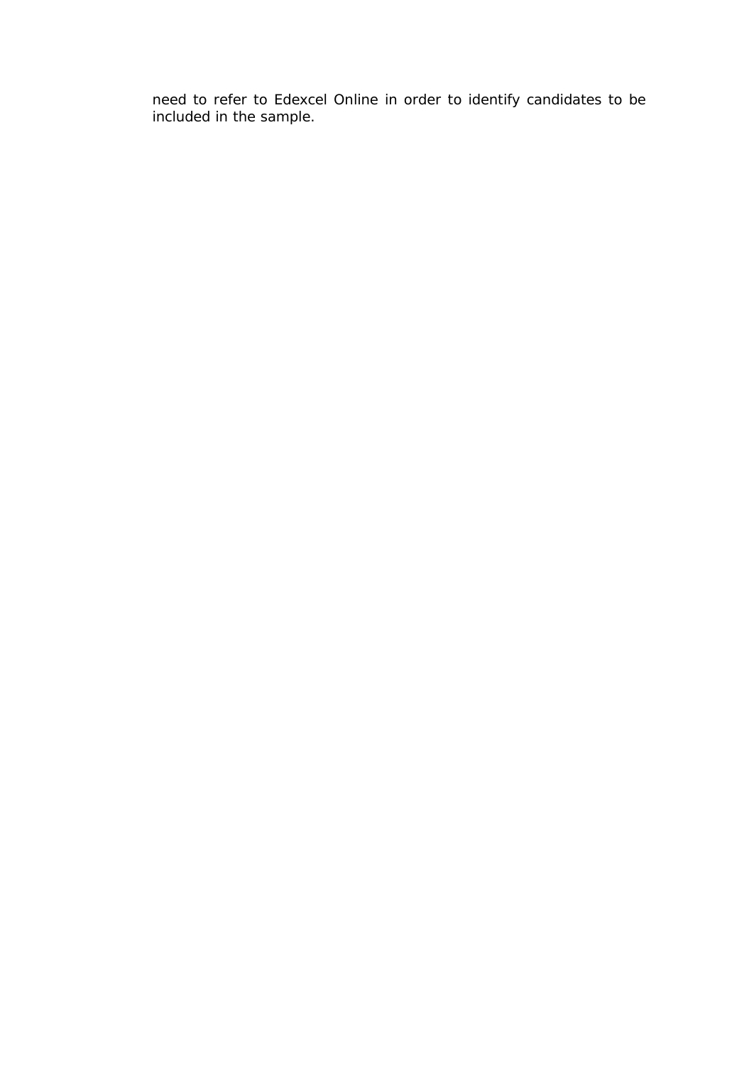need to refer to Edexcel Online in order to identify candidates to be included in the sample.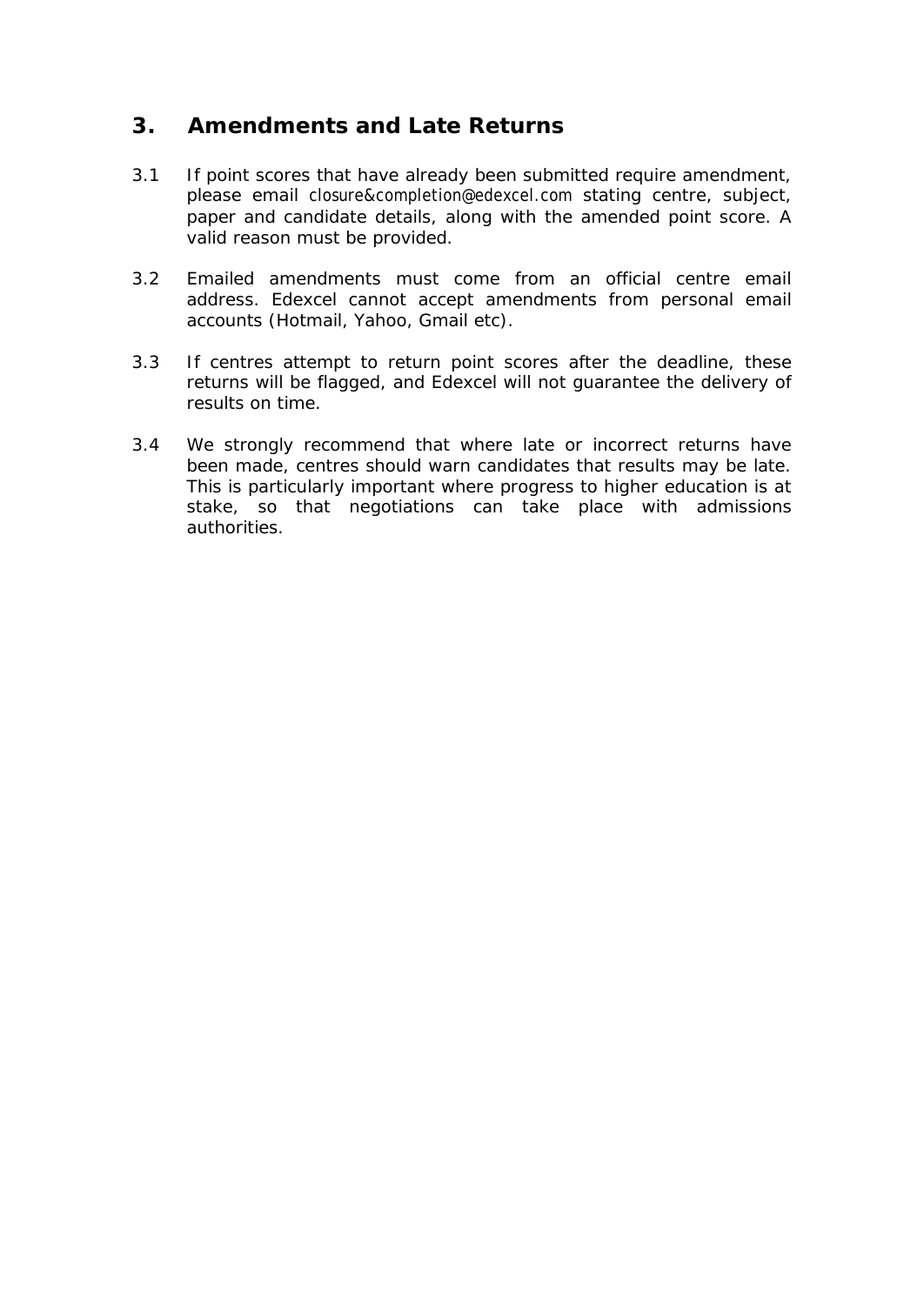## 3. Amendments and Late Returns

3.1 If point scores that have already been submitted require amendment, please email closure&completion@edexcel.com stating centre, subject, paper and candidate details, along with the amended point score. A valid reason must be provided.

3.2 Emailed amendments must come from an official centre email address. Edexcel cannot accept amendments from personal email accounts (Hotmail, Yahoo, Gmail etc).

3.3 If centres attempt to return point scores after the deadline, these returns will be flagged, and Edexcel will not guarantee the delivery of results on time.

3.4 We strongly recommend that where late or incorrect returns have been made, centres should warn candidates that results may be late. This is particularly important where progress to higher education is at stake, so that negotiations can take place with admissions authorities.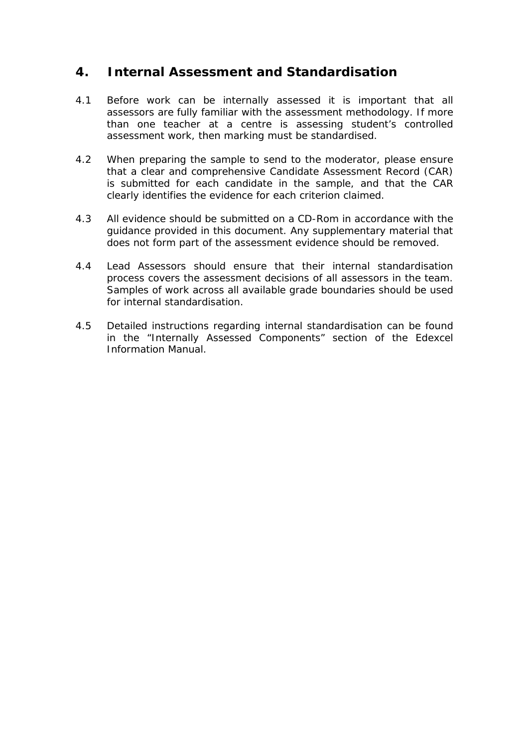## 4. Internal Assessment and Standardisation

4.1 Before work can be internally assessed it is important that all assessors are fully familiar with the assessment methodology. If more than one teacher at a centre is assessing student's controlled assessment work, then marking must be standardised.

4.2 When preparing the sample to send to the moderator, please ensure that a clear and comprehensive Candidate Assessment Record (CAR) is submitted for each candidate in the sample, and that the CAR clearly identifies the evidence for each criterion claimed.

4.3 All evidence should be submitted on a CD-Rom in accordance with the guidance provided in this document. Any supplementary material that does not form part of the assessment evidence should be removed.

4.4 Lead Assessors should ensure that their internal standardisation process covers the assessment decisions of all assessors in the team. Samples of work across all available grade boundaries should be used for internal standardisation.

4.5 Detailed instructions regarding internal standardisation can be found in the "Internally Assessed Components" section of the Edexcel Information Manual.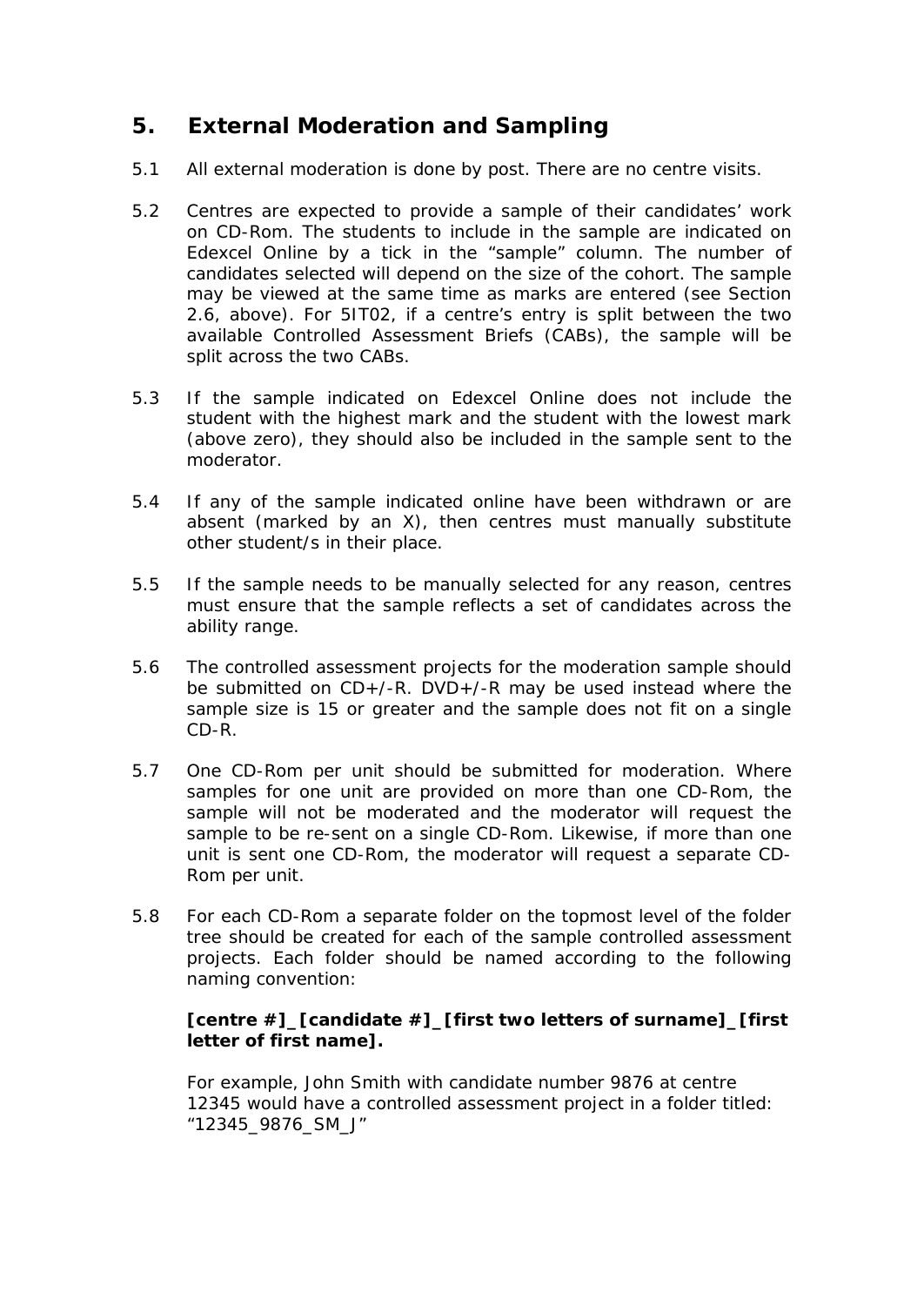## 5. External Moderation and Sampling

5.1 All external moderation is done by post. There are no centre visits.

5.2 Centres are expected to provide a sample of their candidates' work on CD-Rom. The students to include in the sample are indicated on Edexcel Online by a tick in the "sample" column. The number of candidates selected will depend on the size of the cohort. The sample may be viewed at the same time as marks are entered (see Section 2.6, above). For 5IT02, if a centre's entry is split between the two available Controlled Assessment Briefs (CABs), the sample will be split across the two CABs.

5.3 If the sample indicated on Edexcel Online does not include the student with the highest mark and the student with the lowest mark (above zero), they should also be included in the sample sent to the moderator.

5.4 If any of the sample indicated online have been withdrawn or are absent (marked by an X), then centres must manually substitute other student/s in their place.

5.5 If the sample needs to be manually selected for any reason, centres must ensure that the sample reflects a set of candidates across the ability range.

5.6 The controlled assessment projects for the moderation sample should be submitted on CD+/-R. DVD+/-R may be used instead where the sample size is 15 or greater and the sample does not fit on a single CD-R.

5.7 One CD-Rom per unit should be submitted for moderation. Where samples for one unit are provided on more than one CD-Rom, the sample will not be moderated and the moderator will request the sample to be re-sent on a single CD-Rom. Likewise, if more than one unit is sent one CD-Rom, the moderator will request a separate CD-Rom per unit.

5.8 For each CD-Rom a separate folder on the topmost level of the folder tree should be created for each of the sample controlled assessment projects. Each folder should be named according to the following naming convention:

**[centre #]_[candidate #]_[first two letters of surname]_[first letter of first name].**

For example, John Smith with candidate number 9876 at centre 12345 would have a controlled assessment project in a folder titled: "12345_9876_SM_J"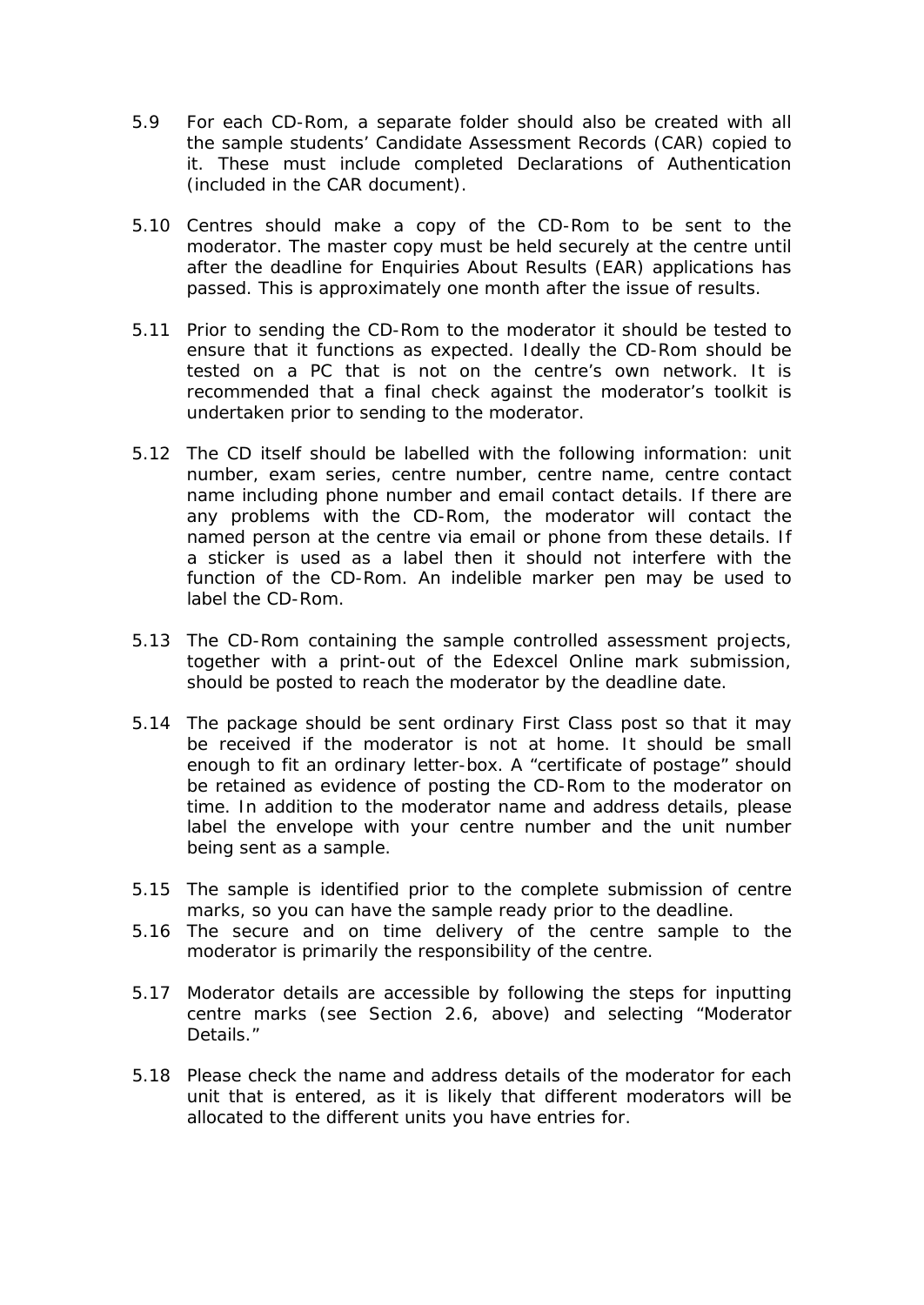5.9 For each CD-Rom, a separate folder should also be created with all the sample students' Candidate Assessment Records (CAR) copied to it. These must include completed Declarations of Authentication (included in the CAR document).

5.10 Centres should make a copy of the CD-Rom to be sent to the moderator. The master copy must be held securely at the centre until after the deadline for Enquiries About Results (EAR) applications has passed. This is approximately one month after the issue of results.

5.11 Prior to sending the CD-Rom to the moderator it should be tested to ensure that it functions as expected. Ideally the CD-Rom should be tested on a PC that is not on the centre's own network. It is recommended that a final check against the moderator's toolkit is undertaken prior to sending to the moderator.

5.12 The CD itself should be labelled with the following information: unit number, exam series, centre number, centre name, centre contact name including phone number and email contact details. If there are any problems with the CD-Rom, the moderator will contact the named person at the centre via email or phone from these details. If a sticker is used as a label then it should not interfere with the function of the CD-Rom. An indelible marker pen may be used to label the CD-Rom.

5.13 The CD-Rom containing the sample controlled assessment projects, together with a print-out of the Edexcel Online mark submission, should be posted to reach the moderator by the deadline date.

5.14 The package should be sent ordinary First Class post so that it may be received if the moderator is not at home. It should be small enough to fit an ordinary letter-box. A "certificate of postage" should be retained as evidence of posting the CD-Rom to the moderator on time. In addition to the moderator name and address details, please label the envelope with your centre number and the unit number being sent as a sample.

5.15 The sample is identified prior to the complete submission of centre marks, so you can have the sample ready prior to the deadline.

5.16 The secure and on time delivery of the centre sample to the moderator is primarily the responsibility of the centre.

5.17 Moderator details are accessible by following the steps for inputting centre marks (see Section 2.6, above) and selecting "Moderator Details."

5.18 Please check the name and address details of the moderator for each unit that is entered, as it is likely that different moderators will be allocated to the different units you have entries for.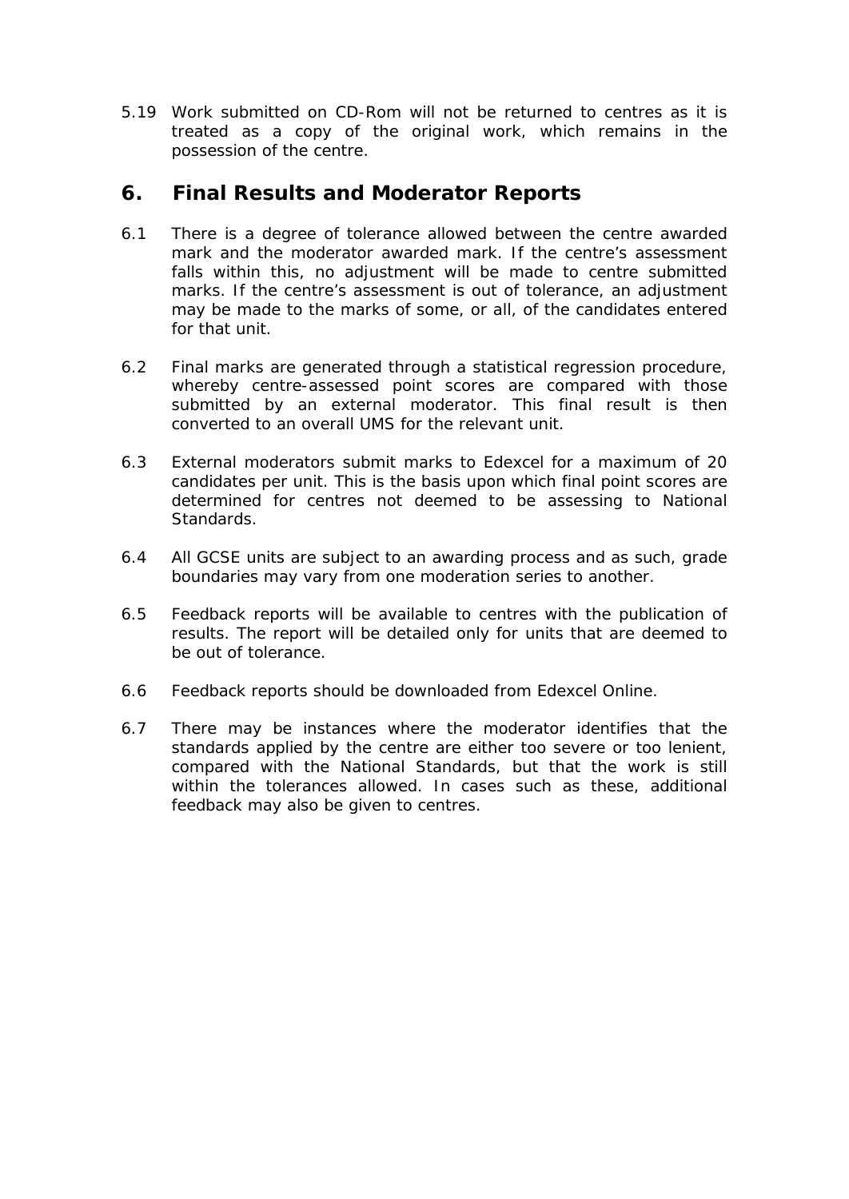5.19 Work submitted on CD-Rom will not be returned to centres as it is treated as a copy of the original work, which remains in the possession of the centre.

## 6. Final Results and Moderator Reports

6.1 There is a degree of tolerance allowed between the centre awarded mark and the moderator awarded mark. If the centre's assessment falls within this, no adjustment will be made to centre submitted marks. If the centre's assessment is out of tolerance, an adjustment may be made to the marks of some, or all, of the candidates entered for that unit.

6.2 Final marks are generated through a statistical regression procedure, whereby centre-assessed point scores are compared with those submitted by an external moderator. This final result is then converted to an overall UMS for the relevant unit.

6.3 External moderators submit marks to Edexcel for a maximum of 20 candidates per unit. This is the basis upon which final point scores are determined for centres not deemed to be assessing to National Standards.

6.4 All GCSE units are subject to an awarding process and as such, grade boundaries may vary from one moderation series to another.

6.5 Feedback reports will be available to centres with the publication of results. The report will be detailed only for units that are deemed to be out of tolerance.

6.6 Feedback reports should be downloaded from Edexcel Online.

6.7 There may be instances where the moderator identifies that the standards applied by the centre are either too severe or too lenient, compared with the National Standards, but that the work is still within the tolerances allowed. In cases such as these, additional feedback may also be given to centres.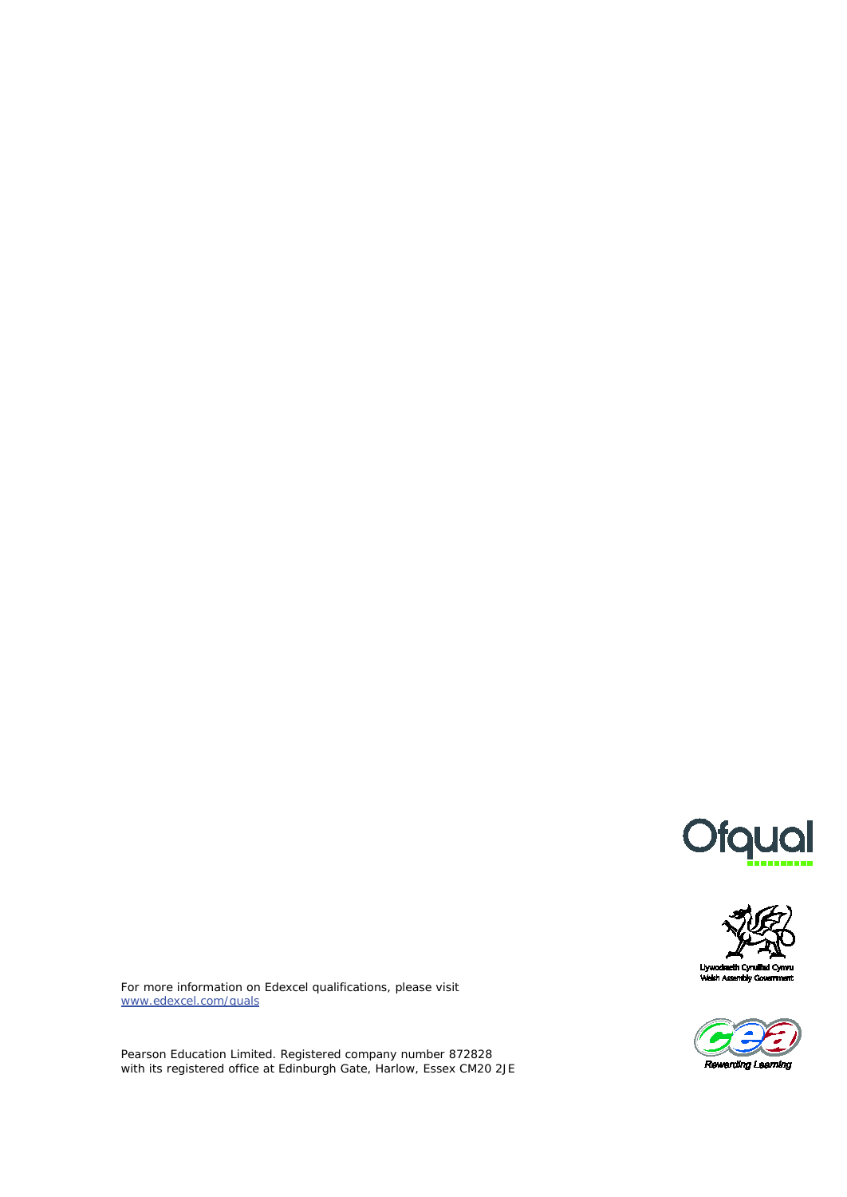For more information on Edexcel qualifications, please visit
www.edexcel.com/quals

Pearson Education Limited. Registered company number 872828
with its registered office at Edinburgh Gate, Harlow, Essex CM20 2JE